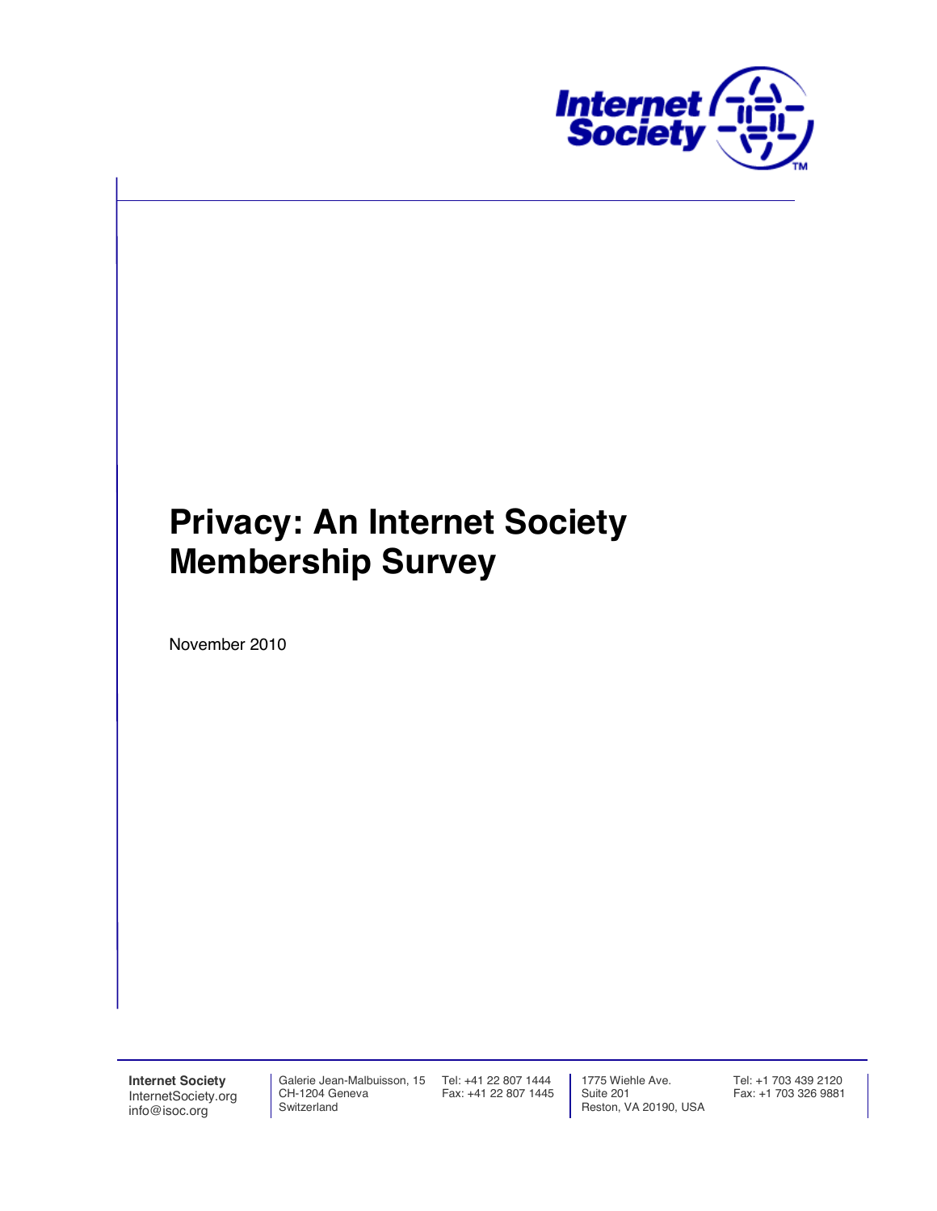# Privacy: An Internet Society Membership Survey

November 2010

**Internet Society**
InternetSociety.org
info@isoc.org

Galerie Jean-Malbuisson, 15
CH-1204 Geneva
Switzerland

Tel: +41 22 807 1444
Fax: +41 22 807 1445

1775 Wiehle Ave.
Suite 201
Reston, VA 20190, USA

Tel: +1 703 439 2120
Fax: +1 703 326 9881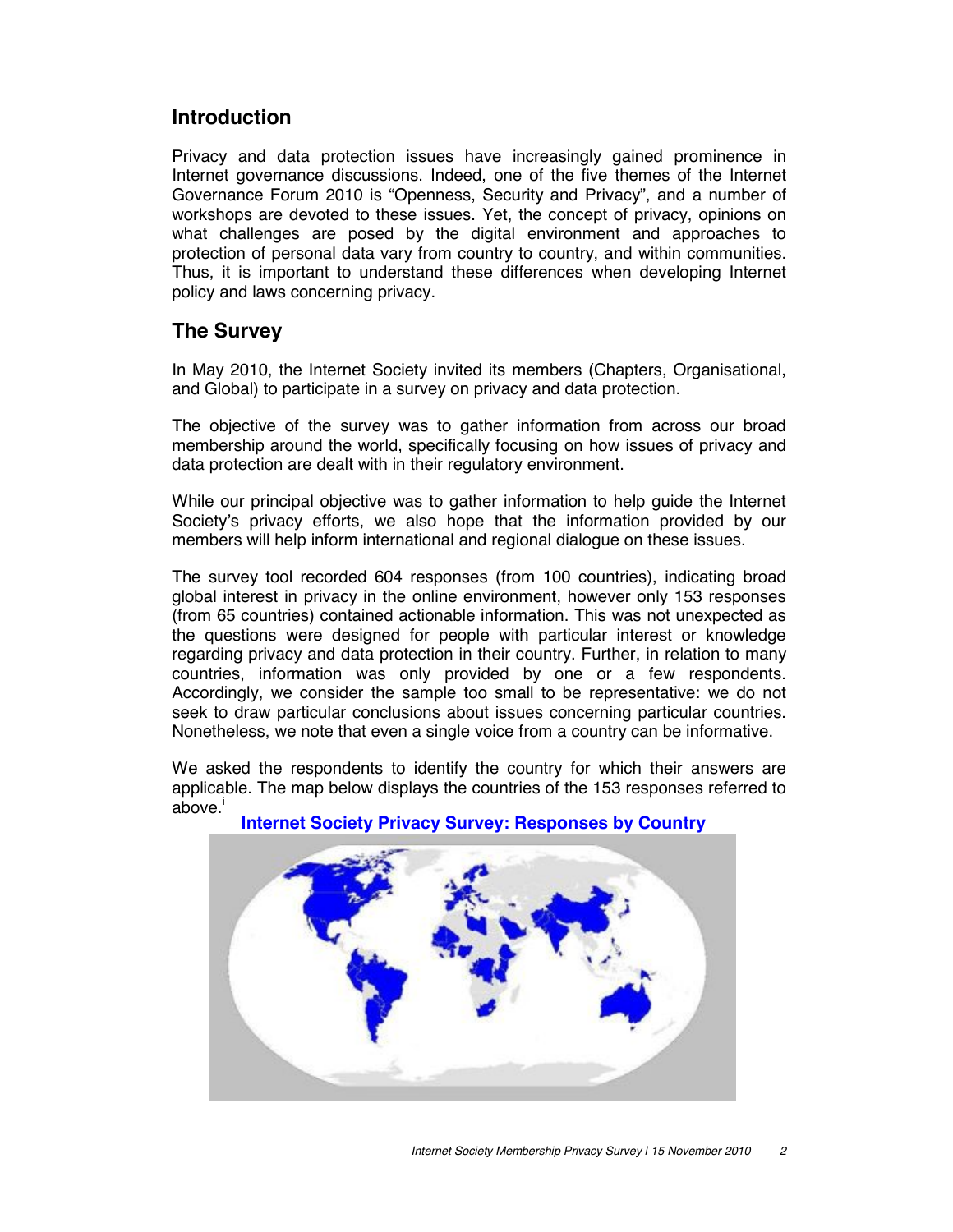## Introduction

Privacy and data protection issues have increasingly gained prominence in Internet governance discussions. Indeed, one of the five themes of the Internet Governance Forum 2010 is "Openness, Security and Privacy", and a number of workshops are devoted to these issues. Yet, the concept of privacy, opinions on what challenges are posed by the digital environment and approaches to protection of personal data vary from country to country, and within communities. Thus, it is important to understand these differences when developing Internet policy and laws concerning privacy.

## The Survey

In May 2010, the Internet Society invited its members (Chapters, Organisational, and Global) to participate in a survey on privacy and data protection.

The objective of the survey was to gather information from across our broad membership around the world, specifically focusing on how issues of privacy and data protection are dealt with in their regulatory environment.

While our principal objective was to gather information to help guide the Internet Society's privacy efforts, we also hope that the information provided by our members will help inform international and regional dialogue on these issues.

The survey tool recorded 604 responses (from 100 countries), indicating broad global interest in privacy in the online environment, however only 153 responses (from 65 countries) contained actionable information. This was not unexpected as the questions were designed for people with particular interest or knowledge regarding privacy and data protection in their country. Further, in relation to many countries, information was only provided by one or a few respondents. Accordingly, we consider the sample too small to be representative: we do not seek to draw particular conclusions about issues concerning particular countries. Nonetheless, we note that even a single voice from a country can be informative.

We asked the respondents to identify the country for which their answers are applicable. The map below displays the countries of the 153 responses referred to above.[i]

**Internet Society Privacy Survey: Responses by Country**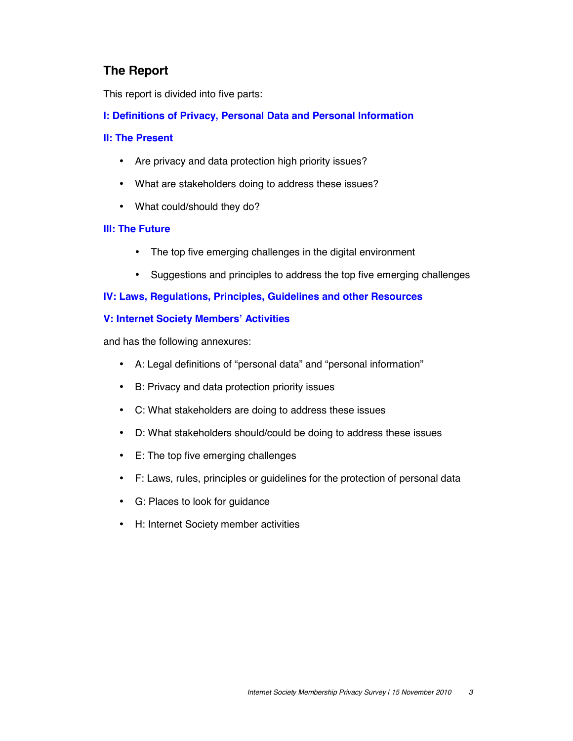## The Report

This report is divided into five parts:

### I: Definitions of Privacy, Personal Data and Personal Information

### II: The Present

- Are privacy and data protection high priority issues?
- What are stakeholders doing to address these issues?
- What could/should they do?

### III: The Future

- The top five emerging challenges in the digital environment
- Suggestions and principles to address the top five emerging challenges

### IV: Laws, Regulations, Principles, Guidelines and other Resources

### V: Internet Society Members' Activities

and has the following annexures:

- A: Legal definitions of "personal data" and "personal information"
- B: Privacy and data protection priority issues
- C: What stakeholders are doing to address these issues
- D: What stakeholders should/could be doing to address these issues
- E: The top five emerging challenges
- F: Laws, rules, principles or guidelines for the protection of personal data
- G: Places to look for guidance
- H: Internet Society member activities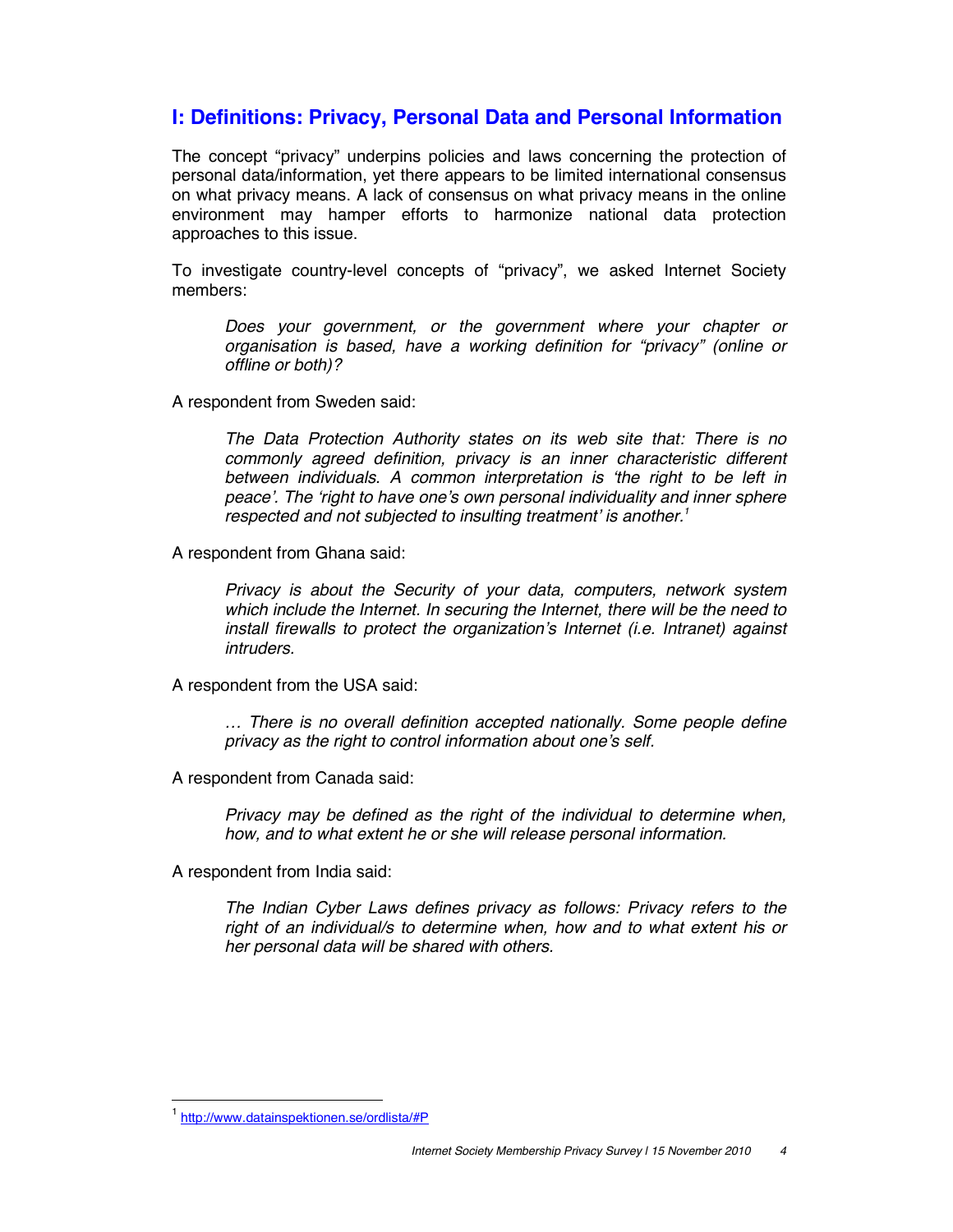## I: Definitions: Privacy, Personal Data and Personal Information

The concept "privacy" underpins policies and laws concerning the protection of personal data/information, yet there appears to be limited international consensus on what privacy means. A lack of consensus on what privacy means in the online environment may hamper efforts to harmonize national data protection approaches to this issue.

To investigate country-level concepts of "privacy", we asked Internet Society members:

> *Does your government, or the government where your chapter or organisation is based, have a working definition for "privacy" (online or offline or both)?*

A respondent from Sweden said:

> *The Data Protection Authority states on its web site that: There is no commonly agreed definition, privacy is an inner characteristic different between individuals. A common interpretation is 'the right to be left in peace'. The 'right to have one's own personal individuality and inner sphere respected and not subjected to insulting treatment' is another.*[1]

A respondent from Ghana said:

> *Privacy is about the Security of your data, computers, network system which include the Internet. In securing the Internet, there will be the need to install firewalls to protect the organization's Internet (i.e. Intranet) against intruders.*

A respondent from the USA said:

> *… There is no overall definition accepted nationally. Some people define privacy as the right to control information about one's self.*

A respondent from Canada said:

> *Privacy may be defined as the right of the individual to determine when, how, and to what extent he or she will release personal information.*

A respondent from India said:

> *The Indian Cyber Laws defines privacy as follows: Privacy refers to the right of an individual/s to determine when, how and to what extent his or her personal data will be shared with others.*

---

[1] http://www.datainspektionen.se/ordlista/#P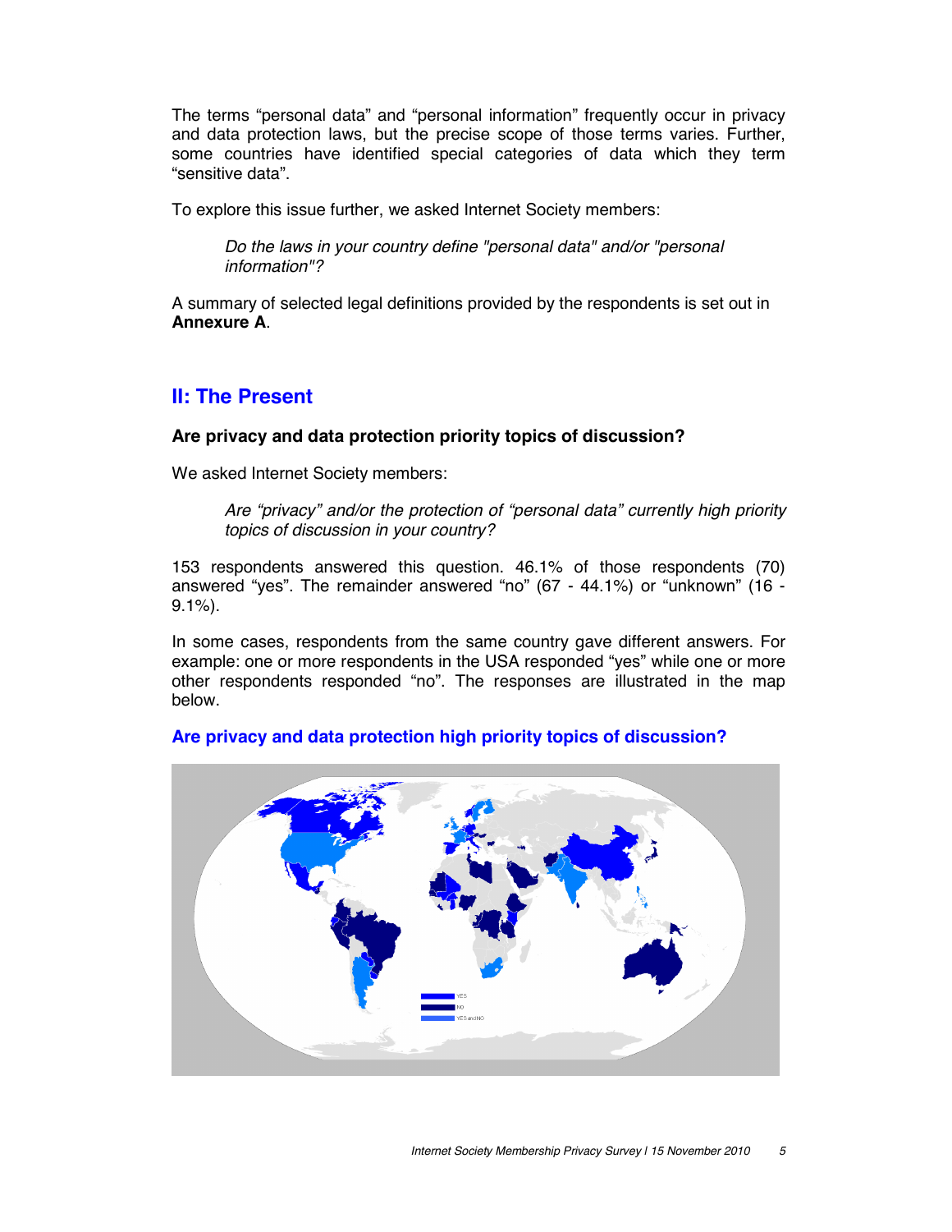The terms “personal data” and “personal information” frequently occur in privacy and data protection laws, but the precise scope of those terms varies. Further, some countries have identified special categories of data which they term “sensitive data”.

To explore this issue further, we asked Internet Society members:

> *Do the laws in your country define "personal data" and/or "personal information"?*

A summary of selected legal definitions provided by the respondents is set out in **Annexure A**.

## II: The Present

### Are privacy and data protection priority topics of discussion?

We asked Internet Society members:

> *Are “privacy” and/or the protection of “personal data” currently high priority topics of discussion in your country?*

153 respondents answered this question. 46.1% of those respondents (70) answered “yes”. The remainder answered “no” (67 - 44.1%) or “unknown” (16 - 9.1%).

In some cases, respondents from the same country gave different answers. For example: one or more respondents in the USA responded “yes” while one or more other respondents responded “no”. The responses are illustrated in the map below.

**Are privacy and data protection high priority topics of discussion?**

YES
NO
YES and NO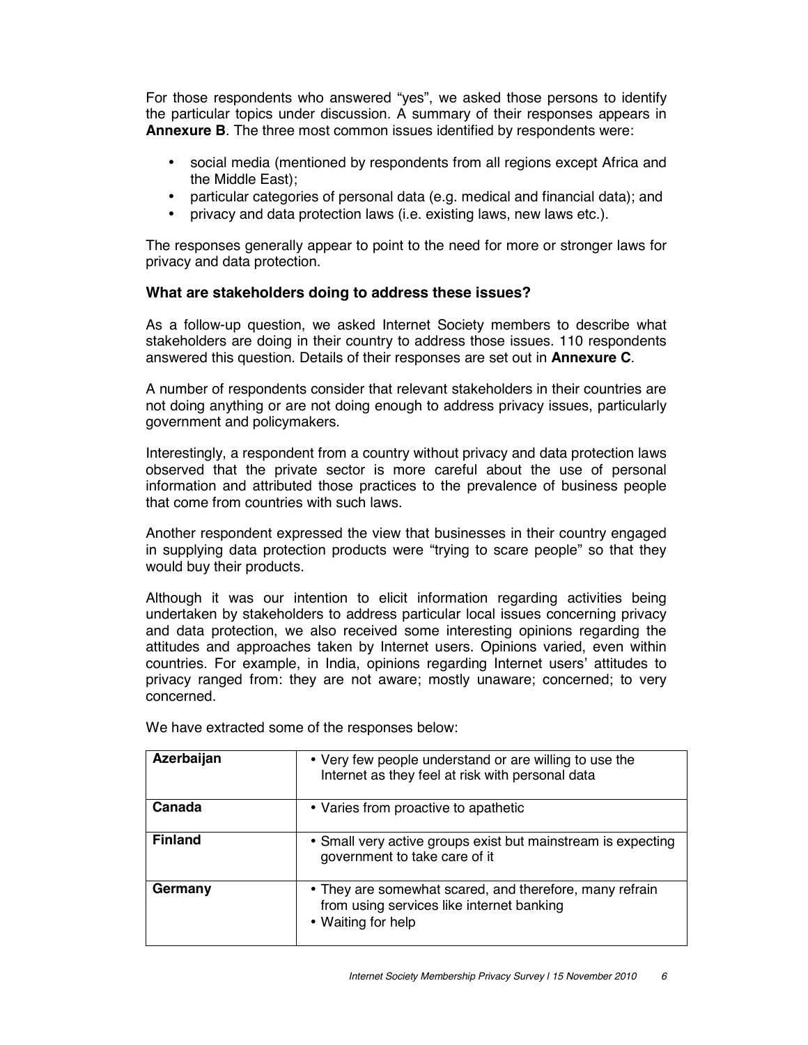For those respondents who answered "yes", we asked those persons to identify the particular topics under discussion. A summary of their responses appears in **Annexure B**. The three most common issues identified by respondents were:

- social media (mentioned by respondents from all regions except Africa and the Middle East);
- particular categories of personal data (e.g. medical and financial data); and
- privacy and data protection laws (i.e. existing laws, new laws etc.).

The responses generally appear to point to the need for more or stronger laws for privacy and data protection.

### What are stakeholders doing to address these issues?

As a follow-up question, we asked Internet Society members to describe what stakeholders are doing in their country to address those issues. 110 respondents answered this question. Details of their responses are set out in **Annexure C**.

A number of respondents consider that relevant stakeholders in their countries are not doing anything or are not doing enough to address privacy issues, particularly government and policymakers.

Interestingly, a respondent from a country without privacy and data protection laws observed that the private sector is more careful about the use of personal information and attributed those practices to the prevalence of business people that come from countries with such laws.

Another respondent expressed the view that businesses in their country engaged in supplying data protection products were "trying to scare people" so that they would buy their products.

Although it was our intention to elicit information regarding activities being undertaken by stakeholders to address particular local issues concerning privacy and data protection, we also received some interesting opinions regarding the attitudes and approaches taken by Internet users. Opinions varied, even within countries. For example, in India, opinions regarding Internet users' attitudes to privacy ranged from: they are not aware; mostly unaware; concerned; to very concerned.

We have extracted some of the responses below:

| Country | Response |
|---|---|
| **Azerbaijan** | • Very few people understand or are willing to use the Internet as they feel at risk with personal data |
| **Canada** | • Varies from proactive to apathetic |
| **Finland** | • Small very active groups exist but mainstream is expecting government to take care of it |
| **Germany** | • They are somewhat scared, and therefore, many refrain from using services like internet banking<br>• Waiting for help |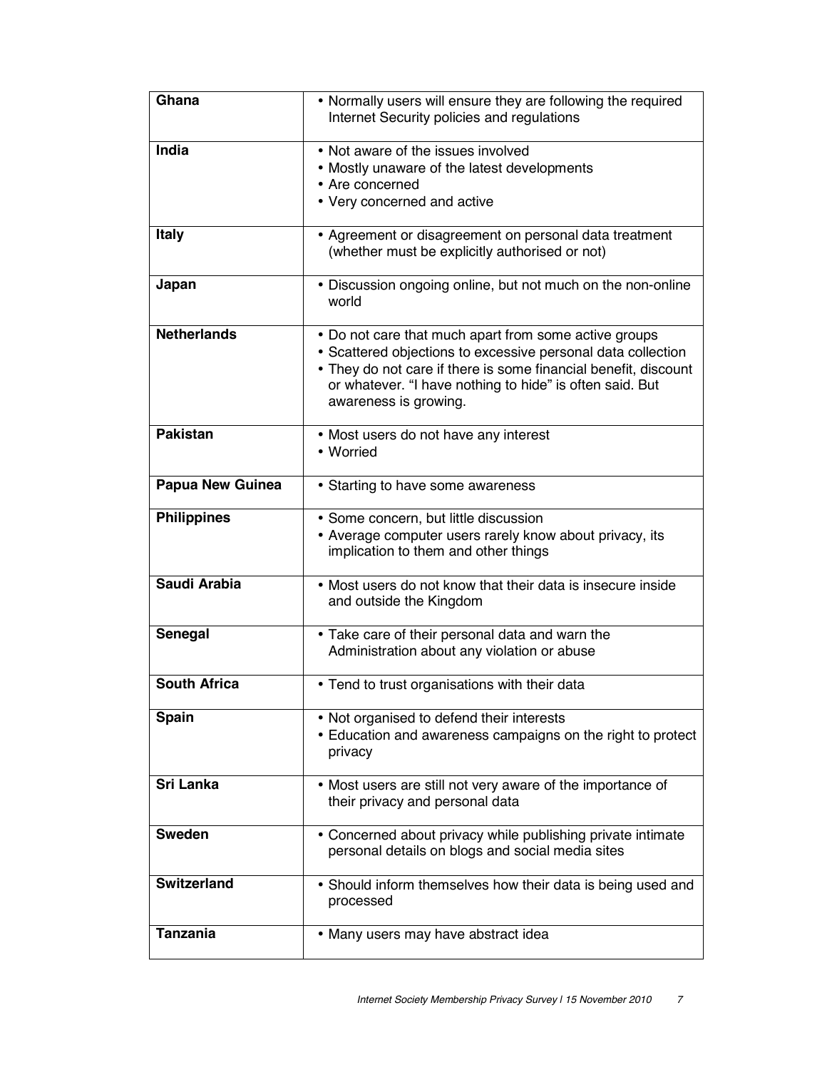| | |
|---|---|
| **Ghana** | • Normally users will ensure they are following the required Internet Security policies and regulations |
| **India** | • Not aware of the issues involved<br>• Mostly unaware of the latest developments<br>• Are concerned<br>• Very concerned and active |
| **Italy** | • Agreement or disagreement on personal data treatment (whether must be explicitly authorised or not) |
| **Japan** | • Discussion ongoing online, but not much on the non-online world |
| **Netherlands** | • Do not care that much apart from some active groups<br>• Scattered objections to excessive personal data collection<br>• They do not care if there is some financial benefit, discount or whatever. "I have nothing to hide" is often said. But awareness is growing. |
| **Pakistan** | • Most users do not have any interest<br>• Worried |
| **Papua New Guinea** | • Starting to have some awareness |
| **Philippines** | • Some concern, but little discussion<br>• Average computer users rarely know about privacy, its implication to them and other things |
| **Saudi Arabia** | • Most users do not know that their data is insecure inside and outside the Kingdom |
| **Senegal** | • Take care of their personal data and warn the Administration about any violation or abuse |
| **South Africa** | • Tend to trust organisations with their data |
| **Spain** | • Not organised to defend their interests<br>• Education and awareness campaigns on the right to protect privacy |
| **Sri Lanka** | • Most users are still not very aware of the importance of their privacy and personal data |
| **Sweden** | • Concerned about privacy while publishing private intimate personal details on blogs and social media sites |
| **Switzerland** | • Should inform themselves how their data is being used and processed |
| **Tanzania** | • Many users may have abstract idea |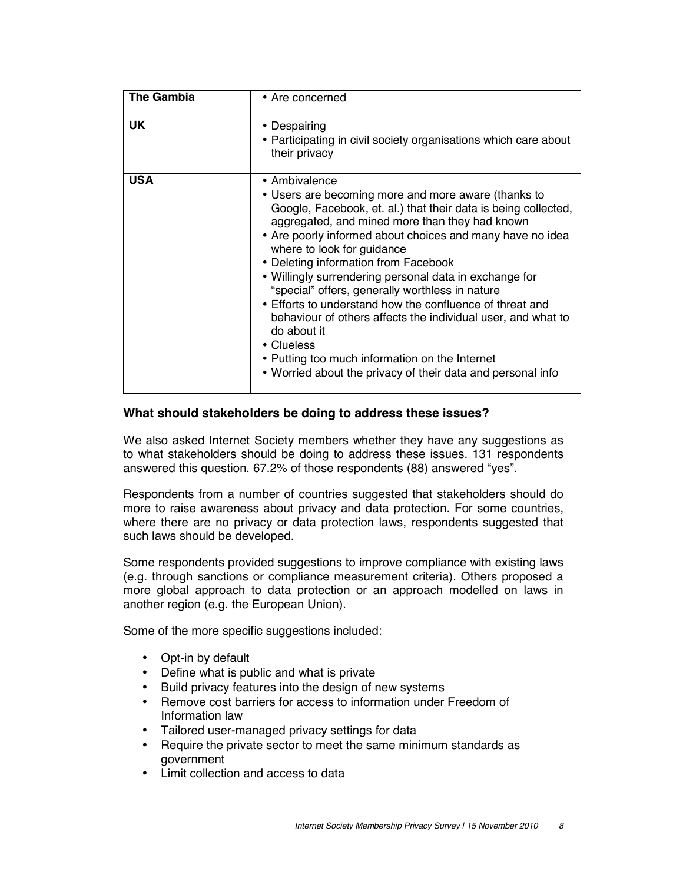| | |
|---|---|
| **The Gambia** | • Are concerned |
| **UK** | • Despairing<br>• Participating in civil society organisations which care about their privacy |
| **USA** | • Ambivalence<br>• Users are becoming more and more aware (thanks to Google, Facebook, et. al.) that their data is being collected, aggregated, and mined more than they had known<br>• Are poorly informed about choices and many have no idea where to look for guidance<br>• Deleting information from Facebook<br>• Willingly surrendering personal data in exchange for "special" offers, generally worthless in nature<br>• Efforts to understand how the confluence of threat and behaviour of others affects the individual user, and what to do about it<br>• Clueless<br>• Putting too much information on the Internet<br>• Worried about the privacy of their data and personal info |

**What should stakeholders be doing to address these issues?**

We also asked Internet Society members whether they have any suggestions as to what stakeholders should be doing to address these issues. 131 respondents answered this question. 67.2% of those respondents (88) answered "yes".

Respondents from a number of countries suggested that stakeholders should do more to raise awareness about privacy and data protection. For some countries, where there are no privacy or data protection laws, respondents suggested that such laws should be developed.

Some respondents provided suggestions to improve compliance with existing laws (e.g. through sanctions or compliance measurement criteria). Others proposed a more global approach to data protection or an approach modelled on laws in another region (e.g. the European Union).

Some of the more specific suggestions included:

- Opt-in by default
- Define what is public and what is private
- Build privacy features into the design of new systems
- Remove cost barriers for access to information under Freedom of Information law
- Tailored user-managed privacy settings for data
- Require the private sector to meet the same minimum standards as government
- Limit collection and access to data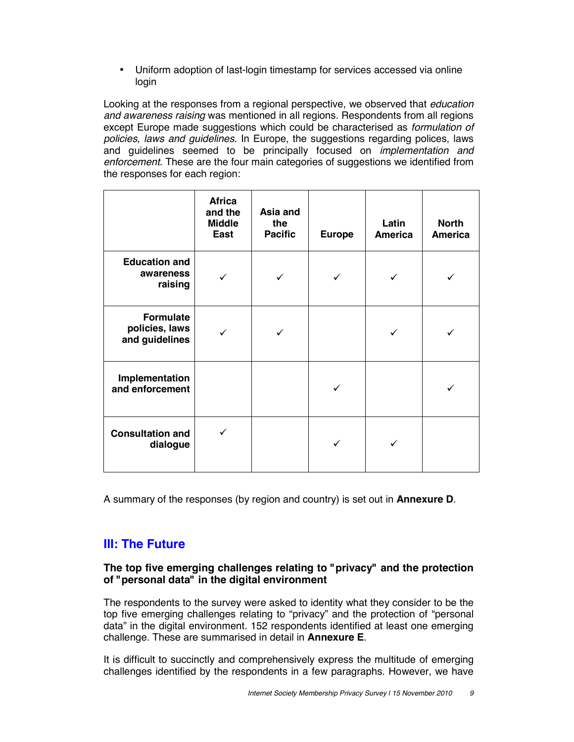- Uniform adoption of last-login timestamp for services accessed via online login

Looking at the responses from a regional perspective, we observed that *education and awareness raising* was mentioned in all regions. Respondents from all regions except Europe made suggestions which could be characterised as *formulation of policies, laws and guidelines*. In Europe, the suggestions regarding polices, laws and guidelines seemed to be principally focused on *implementation and enforcement*. These are the four main categories of suggestions we identified from the responses for each region:

| | Africa and the Middle East | Asia and the Pacific | Europe | Latin America | North America |
|---|---|---|---|---|---|
| **Education and awareness raising** | ✓ | ✓ | ✓ | ✓ | ✓ |
| **Formulate policies, laws and guidelines** | ✓ | ✓ | | ✓ | ✓ |
| **Implementation and enforcement** | | | ✓ | | ✓ |
| **Consultation and dialogue** | ✓ | | ✓ | ✓ | |

A summary of the responses (by region and country) is set out in **Annexure D**.

## III: The Future

### The top five emerging challenges relating to "privacy" and the protection of "personal data" in the digital environment

The respondents to the survey were asked to identity what they consider to be the top five emerging challenges relating to "privacy" and the protection of "personal data" in the digital environment. 152 respondents identified at least one emerging challenge. These are summarised in detail in **Annexure E**.

It is difficult to succinctly and comprehensively express the multitude of emerging challenges identified by the respondents in a few paragraphs. However, we have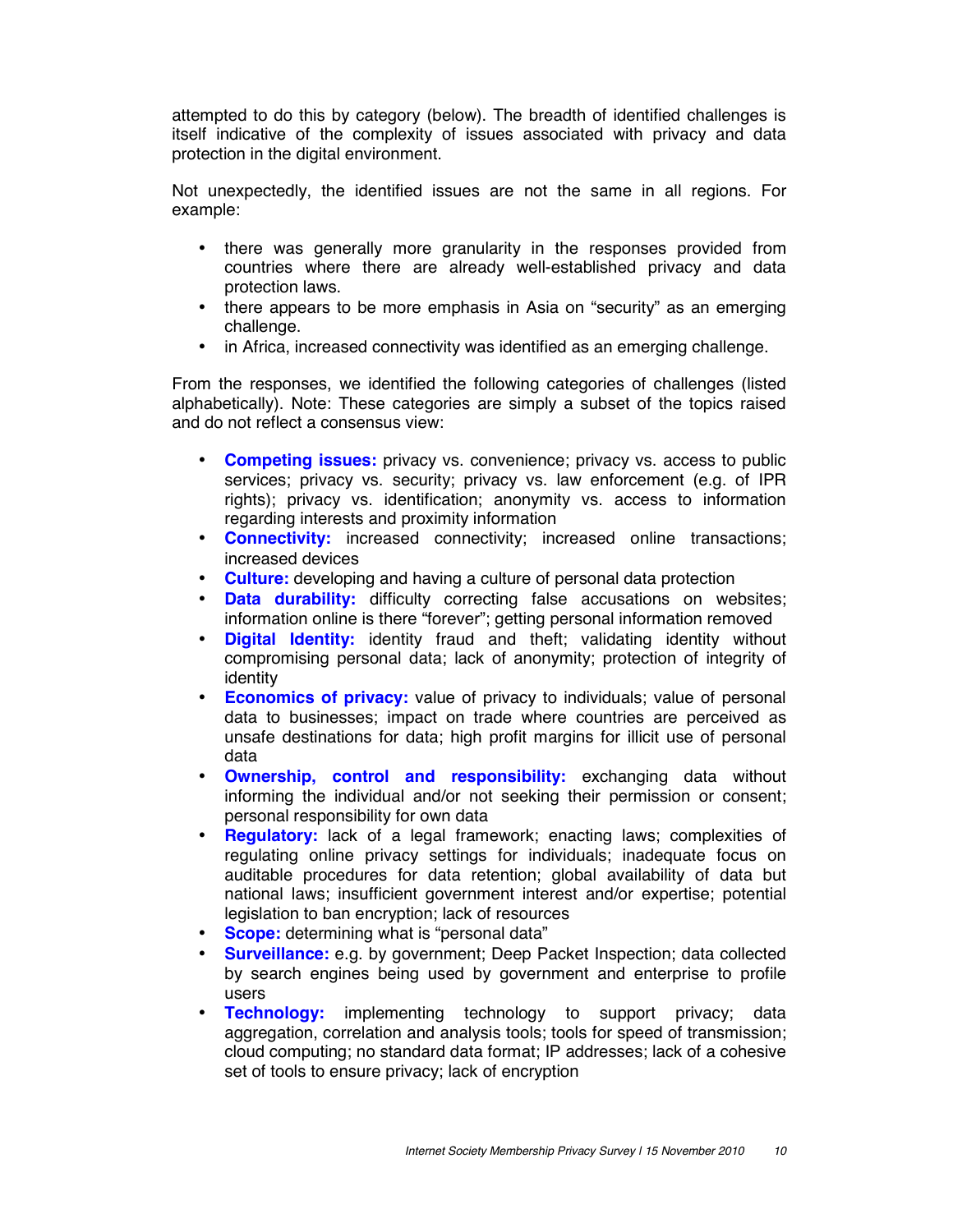attempted to do this by category (below). The breadth of identified challenges is itself indicative of the complexity of issues associated with privacy and data protection in the digital environment.

Not unexpectedly, the identified issues are not the same in all regions. For example:

- there was generally more granularity in the responses provided from countries where there are already well-established privacy and data protection laws.
- there appears to be more emphasis in Asia on "security" as an emerging challenge.
- in Africa, increased connectivity was identified as an emerging challenge.

From the responses, we identified the following categories of challenges (listed alphabetically). Note: These categories are simply a subset of the topics raised and do not reflect a consensus view:

- **Competing issues:** privacy vs. convenience; privacy vs. access to public services; privacy vs. security; privacy vs. law enforcement (e.g. of IPR rights); privacy vs. identification; anonymity vs. access to information regarding interests and proximity information
- **Connectivity:** increased connectivity; increased online transactions; increased devices
- **Culture:** developing and having a culture of personal data protection
- **Data durability:** difficulty correcting false accusations on websites; information online is there "forever"; getting personal information removed
- **Digital Identity:** identity fraud and theft; validating identity without compromising personal data; lack of anonymity; protection of integrity of identity
- **Economics of privacy:** value of privacy to individuals; value of personal data to businesses; impact on trade where countries are perceived as unsafe destinations for data; high profit margins for illicit use of personal data
- **Ownership, control and responsibility:** exchanging data without informing the individual and/or not seeking their permission or consent; personal responsibility for own data
- **Regulatory:** lack of a legal framework; enacting laws; complexities of regulating online privacy settings for individuals; inadequate focus on auditable procedures for data retention; global availability of data but national laws; insufficient government interest and/or expertise; potential legislation to ban encryption; lack of resources
- **Scope:** determining what is "personal data"
- **Surveillance:** e.g. by government; Deep Packet Inspection; data collected by search engines being used by government and enterprise to profile users
- **Technology:** implementing technology to support privacy; data aggregation, correlation and analysis tools; tools for speed of transmission; cloud computing; no standard data format; IP addresses; lack of a cohesive set of tools to ensure privacy; lack of encryption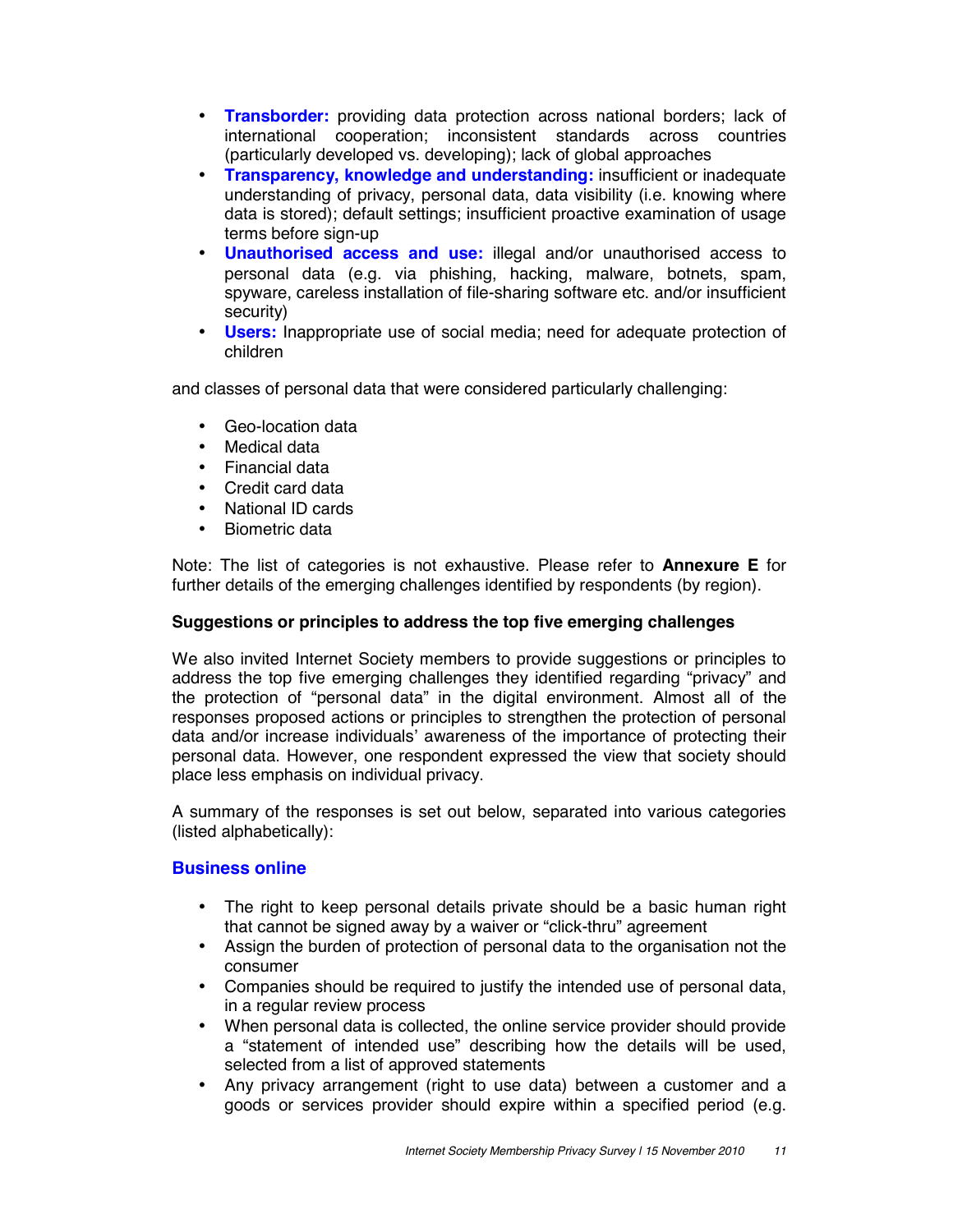- **Transborder:** providing data protection across national borders; lack of international cooperation; inconsistent standards across countries (particularly developed vs. developing); lack of global approaches
- **Transparency, knowledge and understanding:** insufficient or inadequate understanding of privacy, personal data, data visibility (i.e. knowing where data is stored); default settings; insufficient proactive examination of usage terms before sign-up
- **Unauthorised access and use:** illegal and/or unauthorised access to personal data (e.g. via phishing, hacking, malware, botnets, spam, spyware, careless installation of file-sharing software etc. and/or insufficient security)
- **Users:** Inappropriate use of social media; need for adequate protection of children

and classes of personal data that were considered particularly challenging:

- Geo-location data
- Medical data
- Financial data
- Credit card data
- National ID cards
- Biometric data

Note: The list of categories is not exhaustive. Please refer to **Annexure E** for further details of the emerging challenges identified by respondents (by region).

**Suggestions or principles to address the top five emerging challenges**

We also invited Internet Society members to provide suggestions or principles to address the top five emerging challenges they identified regarding "privacy" and the protection of "personal data" in the digital environment. Almost all of the responses proposed actions or principles to strengthen the protection of personal data and/or increase individuals' awareness of the importance of protecting their personal data. However, one respondent expressed the view that society should place less emphasis on individual privacy.

A summary of the responses is set out below, separated into various categories (listed alphabetically):

### Business online

- The right to keep personal details private should be a basic human right that cannot be signed away by a waiver or "click-thru" agreement
- Assign the burden of protection of personal data to the organisation not the consumer
- Companies should be required to justify the intended use of personal data, in a regular review process
- When personal data is collected, the online service provider should provide a "statement of intended use" describing how the details will be used, selected from a list of approved statements
- Any privacy arrangement (right to use data) between a customer and a goods or services provider should expire within a specified period (e.g.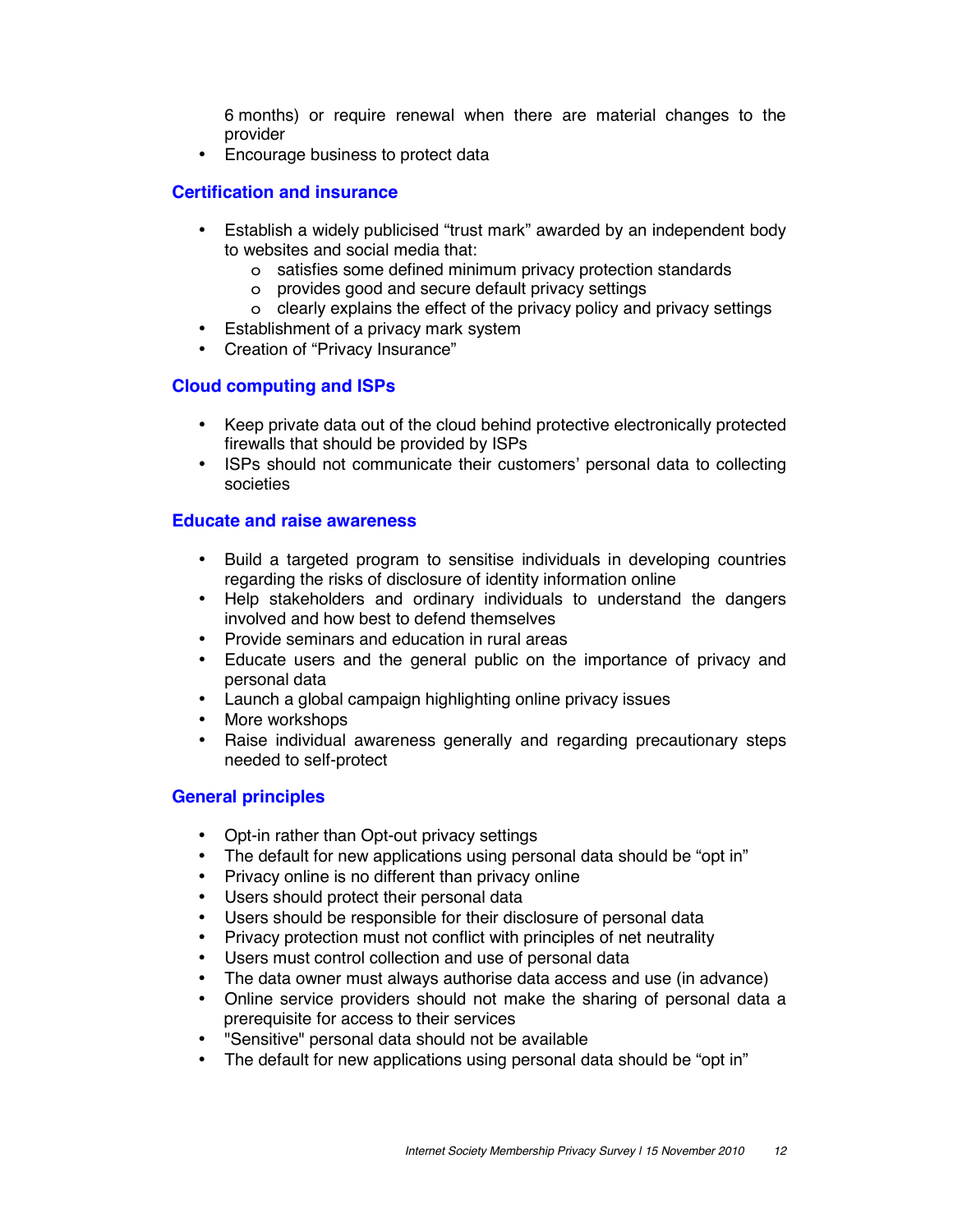6 months) or require renewal when there are material changes to the provider
- Encourage business to protect data

### Certification and insurance

- Establish a widely publicised “trust mark” awarded by an independent body to websites and social media that:
  - satisfies some defined minimum privacy protection standards
  - provides good and secure default privacy settings
  - clearly explains the effect of the privacy policy and privacy settings
- Establishment of a privacy mark system
- Creation of “Privacy Insurance”

### Cloud computing and ISPs

- Keep private data out of the cloud behind protective electronically protected firewalls that should be provided by ISPs
- ISPs should not communicate their customers’ personal data to collecting societies

### Educate and raise awareness

- Build a targeted program to sensitise individuals in developing countries regarding the risks of disclosure of identity information online
- Help stakeholders and ordinary individuals to understand the dangers involved and how best to defend themselves
- Provide seminars and education in rural areas
- Educate users and the general public on the importance of privacy and personal data
- Launch a global campaign highlighting online privacy issues
- More workshops
- Raise individual awareness generally and regarding precautionary steps needed to self-protect

### General principles

- Opt-in rather than Opt-out privacy settings
- The default for new applications using personal data should be “opt in”
- Privacy online is no different than privacy online
- Users should protect their personal data
- Users should be responsible for their disclosure of personal data
- Privacy protection must not conflict with principles of net neutrality
- Users must control collection and use of personal data
- The data owner must always authorise data access and use (in advance)
- Online service providers should not make the sharing of personal data a prerequisite for access to their services
- "Sensitive" personal data should not be available
- The default for new applications using personal data should be “opt in”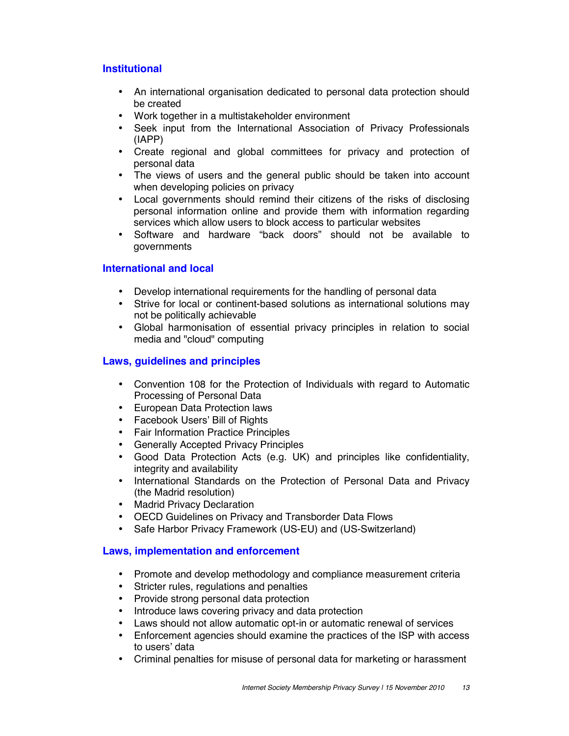### Institutional

- An international organisation dedicated to personal data protection should be created
- Work together in a multistakeholder environment
- Seek input from the International Association of Privacy Professionals (IAPP)
- Create regional and global committees for privacy and protection of personal data
- The views of users and the general public should be taken into account when developing policies on privacy
- Local governments should remind their citizens of the risks of disclosing personal information online and provide them with information regarding services which allow users to block access to particular websites
- Software and hardware "back doors" should not be available to governments

### International and local

- Develop international requirements for the handling of personal data
- Strive for local or continent-based solutions as international solutions may not be politically achievable
- Global harmonisation of essential privacy principles in relation to social media and "cloud" computing

### Laws, guidelines and principles

- Convention 108 for the Protection of Individuals with regard to Automatic Processing of Personal Data
- European Data Protection laws
- Facebook Users' Bill of Rights
- Fair Information Practice Principles
- Generally Accepted Privacy Principles
- Good Data Protection Acts (e.g. UK) and principles like confidentiality, integrity and availability
- International Standards on the Protection of Personal Data and Privacy (the Madrid resolution)
- Madrid Privacy Declaration
- OECD Guidelines on Privacy and Transborder Data Flows
- Safe Harbor Privacy Framework (US-EU) and (US-Switzerland)

### Laws, implementation and enforcement

- Promote and develop methodology and compliance measurement criteria
- Stricter rules, regulations and penalties
- Provide strong personal data protection
- Introduce laws covering privacy and data protection
- Laws should not allow automatic opt-in or automatic renewal of services
- Enforcement agencies should examine the practices of the ISP with access to users' data
- Criminal penalties for misuse of personal data for marketing or harassment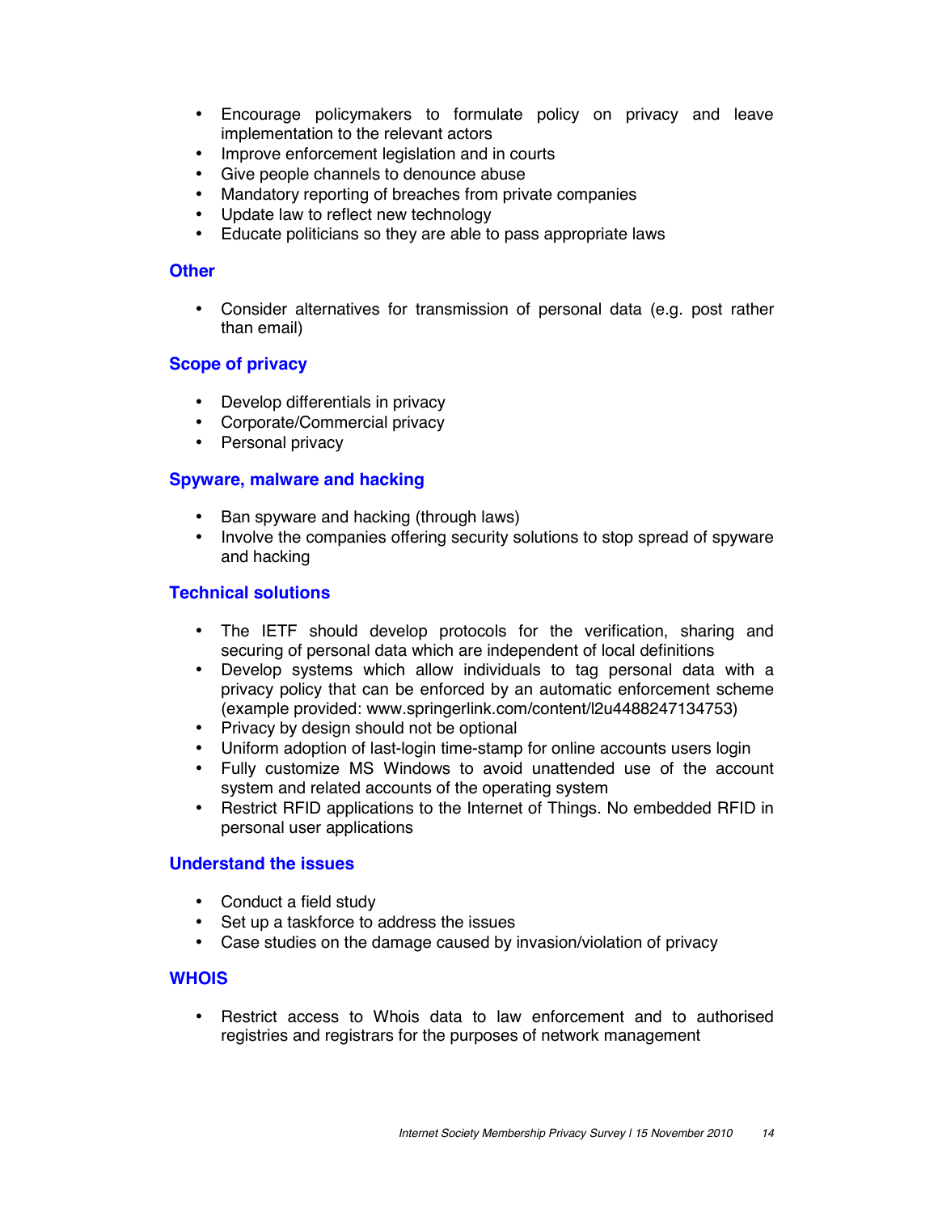- Encourage policymakers to formulate policy on privacy and leave implementation to the relevant actors
- Improve enforcement legislation and in courts
- Give people channels to denounce abuse
- Mandatory reporting of breaches from private companies
- Update law to reflect new technology
- Educate politicians so they are able to pass appropriate laws

### Other

- Consider alternatives for transmission of personal data (e.g. post rather than email)

### Scope of privacy

- Develop differentials in privacy
- Corporate/Commercial privacy
- Personal privacy

### Spyware, malware and hacking

- Ban spyware and hacking (through laws)
- Involve the companies offering security solutions to stop spread of spyware and hacking

### Technical solutions

- The IETF should develop protocols for the verification, sharing and securing of personal data which are independent of local definitions
- Develop systems which allow individuals to tag personal data with a privacy policy that can be enforced by an automatic enforcement scheme (example provided: www.springerlink.com/content/l2u4488247134753)
- Privacy by design should not be optional
- Uniform adoption of last-login time-stamp for online accounts users login
- Fully customize MS Windows to avoid unattended use of the account system and related accounts of the operating system
- Restrict RFID applications to the Internet of Things. No embedded RFID in personal user applications

### Understand the issues

- Conduct a field study
- Set up a taskforce to address the issues
- Case studies on the damage caused by invasion/violation of privacy

### WHOIS

- Restrict access to Whois data to law enforcement and to authorised registries and registrars for the purposes of network management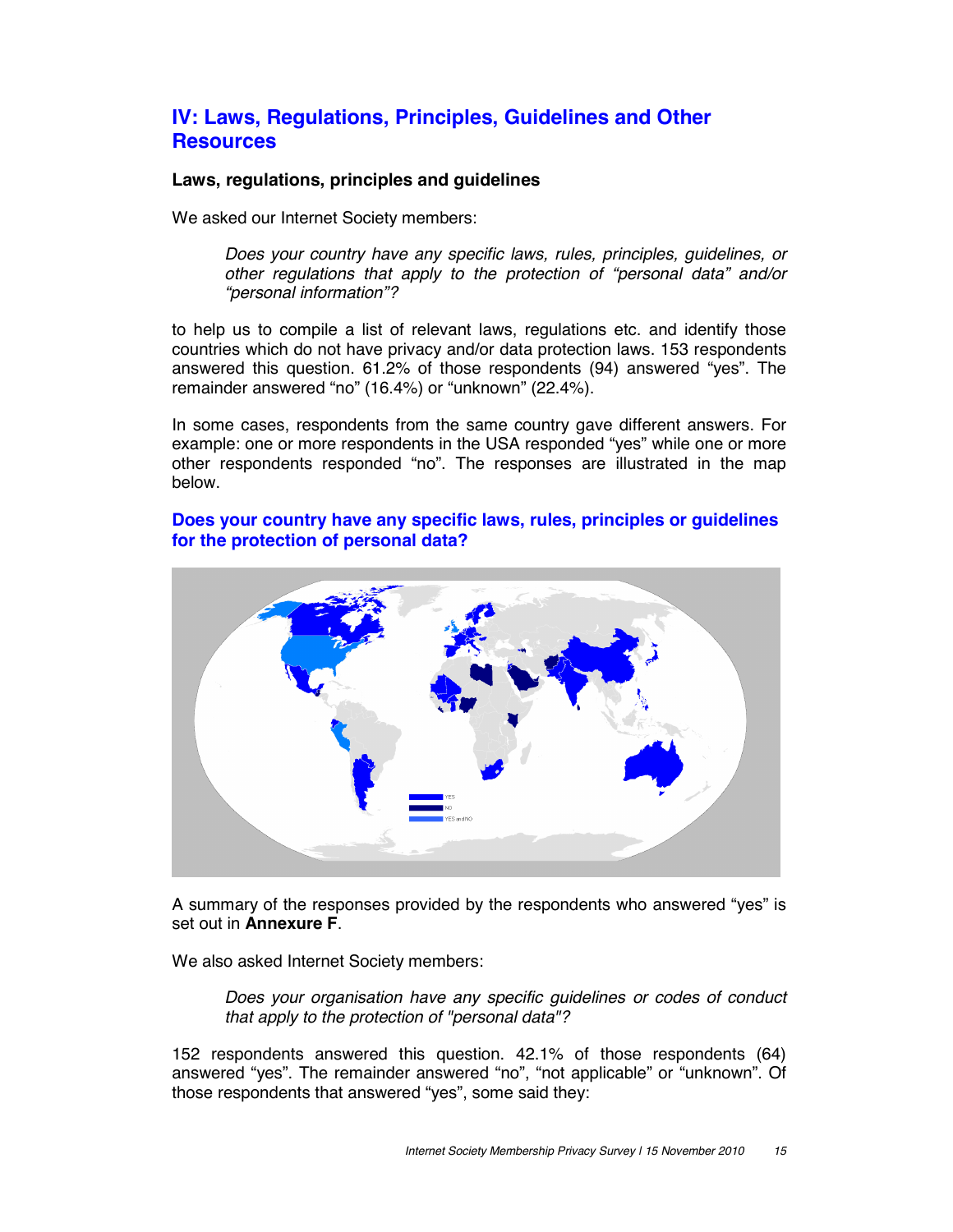## IV: Laws, Regulations, Principles, Guidelines and Other Resources

### Laws, regulations, principles and guidelines

We asked our Internet Society members:

> *Does your country have any specific laws, rules, principles, guidelines, or other regulations that apply to the protection of "personal data" and/or "personal information"?*

to help us to compile a list of relevant laws, regulations etc. and identify those countries which do not have privacy and/or data protection laws. 153 respondents answered this question. 61.2% of those respondents (94) answered "yes". The remainder answered "no" (16.4%) or "unknown" (22.4%).

In some cases, respondents from the same country gave different answers. For example: one or more respondents in the USA responded "yes" while one or more other respondents responded "no". The responses are illustrated in the map below.

### Does your country have any specific laws, rules, principles or guidelines for the protection of personal data?

A summary of the responses provided by the respondents who answered "yes" is set out in **Annexure F**.

We also asked Internet Society members:

> *Does your organisation have any specific guidelines or codes of conduct that apply to the protection of "personal data"?*

152 respondents answered this question. 42.1% of those respondents (64) answered "yes". The remainder answered "no", "not applicable" or "unknown". Of those respondents that answered "yes", some said they: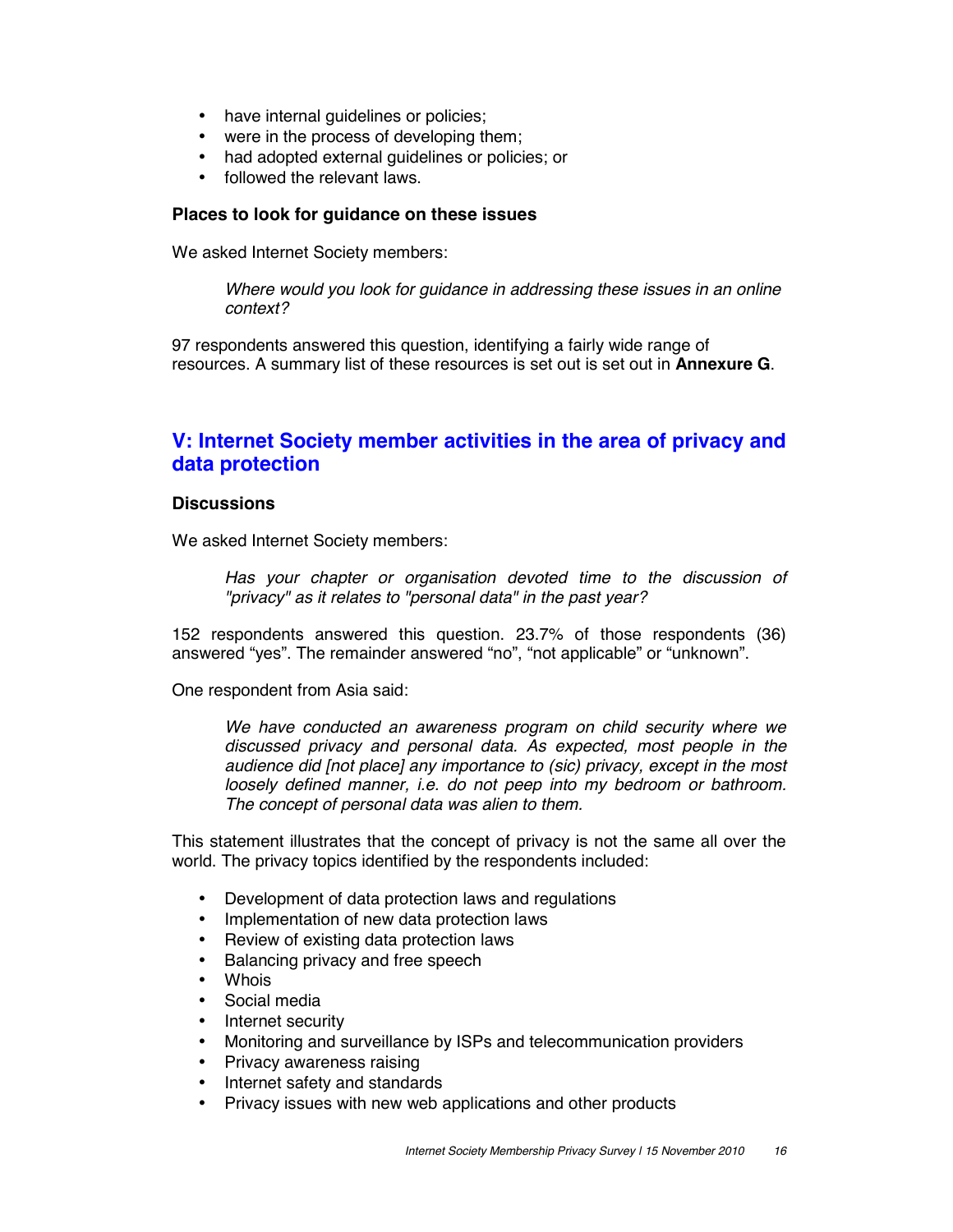- have internal guidelines or policies;
- were in the process of developing them;
- had adopted external guidelines or policies; or
- followed the relevant laws.

### Places to look for guidance on these issues

We asked Internet Society members:

> *Where would you look for guidance in addressing these issues in an online context?*

97 respondents answered this question, identifying a fairly wide range of resources. A summary list of these resources is set out is set out in **Annexure G**.

## V: Internet Society member activities in the area of privacy and data protection

### Discussions

We asked Internet Society members:

> *Has your chapter or organisation devoted time to the discussion of "privacy" as it relates to "personal data" in the past year?*

152 respondents answered this question. 23.7% of those respondents (36) answered "yes". The remainder answered "no", "not applicable" or "unknown".

One respondent from Asia said:

> *We have conducted an awareness program on child security where we discussed privacy and personal data. As expected, most people in the audience did [not place] any importance to (sic) privacy, except in the most loosely defined manner, i.e. do not peep into my bedroom or bathroom. The concept of personal data was alien to them.*

This statement illustrates that the concept of privacy is not the same all over the world. The privacy topics identified by the respondents included:

- Development of data protection laws and regulations
- Implementation of new data protection laws
- Review of existing data protection laws
- Balancing privacy and free speech
- Whois
- Social media
- Internet security
- Monitoring and surveillance by ISPs and telecommunication providers
- Privacy awareness raising
- Internet safety and standards
- Privacy issues with new web applications and other products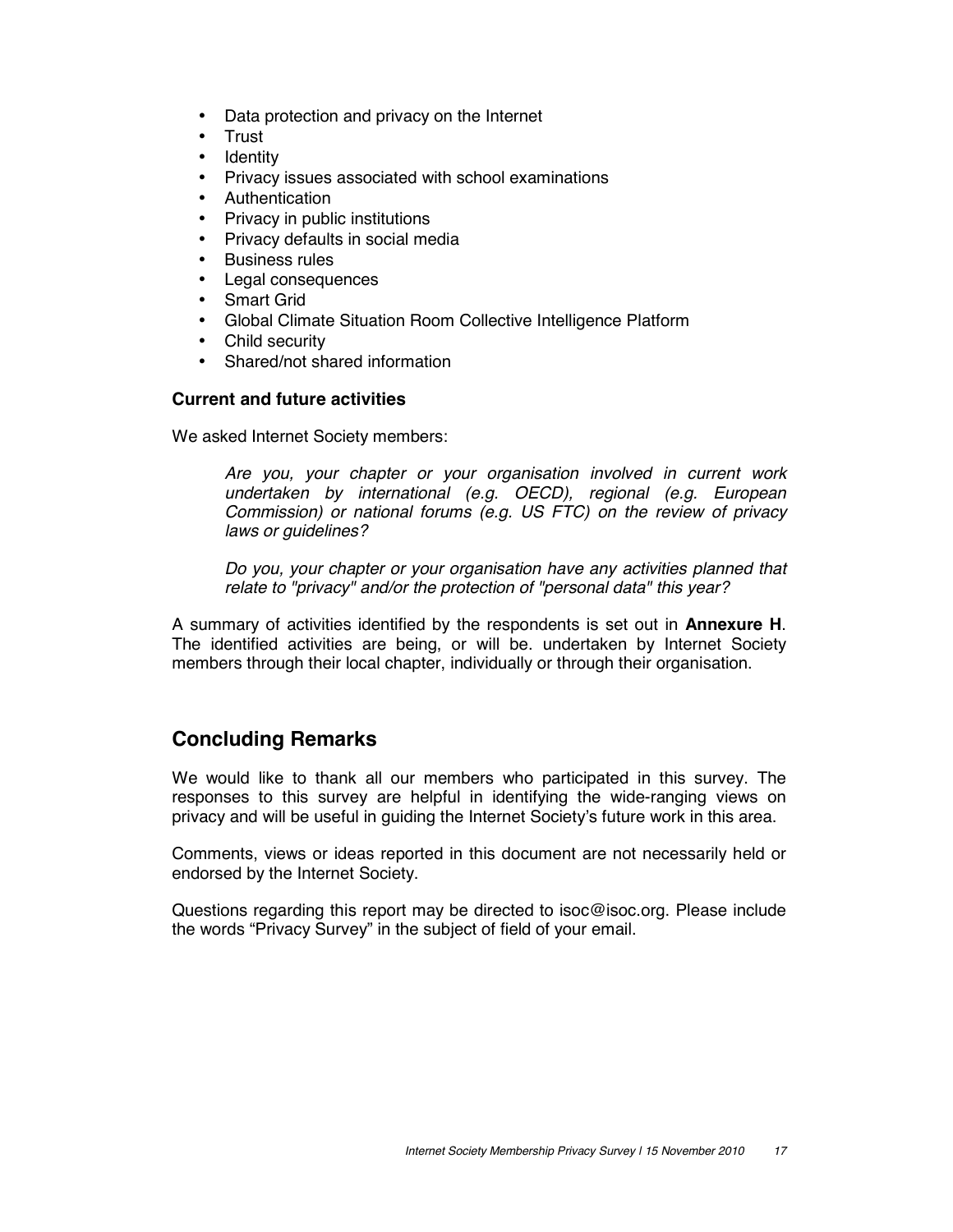- Data protection and privacy on the Internet
- Trust
- Identity
- Privacy issues associated with school examinations
- Authentication
- Privacy in public institutions
- Privacy defaults in social media
- Business rules
- Legal consequences
- Smart Grid
- Global Climate Situation Room Collective Intelligence Platform
- Child security
- Shared/not shared information

**Current and future activities**

We asked Internet Society members:

> *Are you, your chapter or your organisation involved in current work undertaken by international (e.g. OECD), regional (e.g. European Commission) or national forums (e.g. US FTC) on the review of privacy laws or guidelines?*
>
> *Do you, your chapter or your organisation have any activities planned that relate to "privacy" and/or the protection of "personal data" this year?*

A summary of activities identified by the respondents is set out in **Annexure H**. The identified activities are being, or will be. undertaken by Internet Society members through their local chapter, individually or through their organisation.

## Concluding Remarks

We would like to thank all our members who participated in this survey. The responses to this survey are helpful in identifying the wide-ranging views on privacy and will be useful in guiding the Internet Society's future work in this area.

Comments, views or ideas reported in this document are not necessarily held or endorsed by the Internet Society.

Questions regarding this report may be directed to isoc@isoc.org. Please include the words "Privacy Survey" in the subject of field of your email.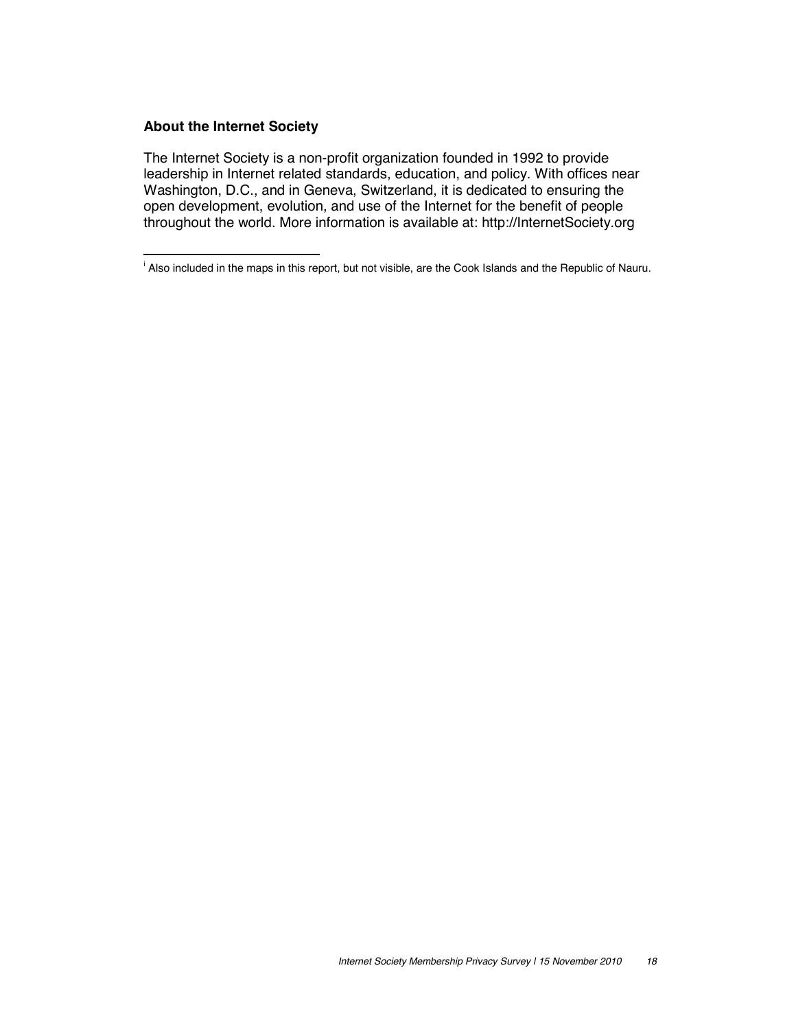### About the Internet Society

The Internet Society is a non-profit organization founded in 1992 to provide leadership in Internet related standards, education, and policy. With offices near Washington, D.C., and in Geneva, Switzerland, it is dedicated to ensuring the open development, evolution, and use of the Internet for the benefit of people throughout the world. More information is available at: http://InternetSociety.org

---

[i] Also included in the maps in this report, but not visible, are the Cook Islands and the Republic of Nauru.